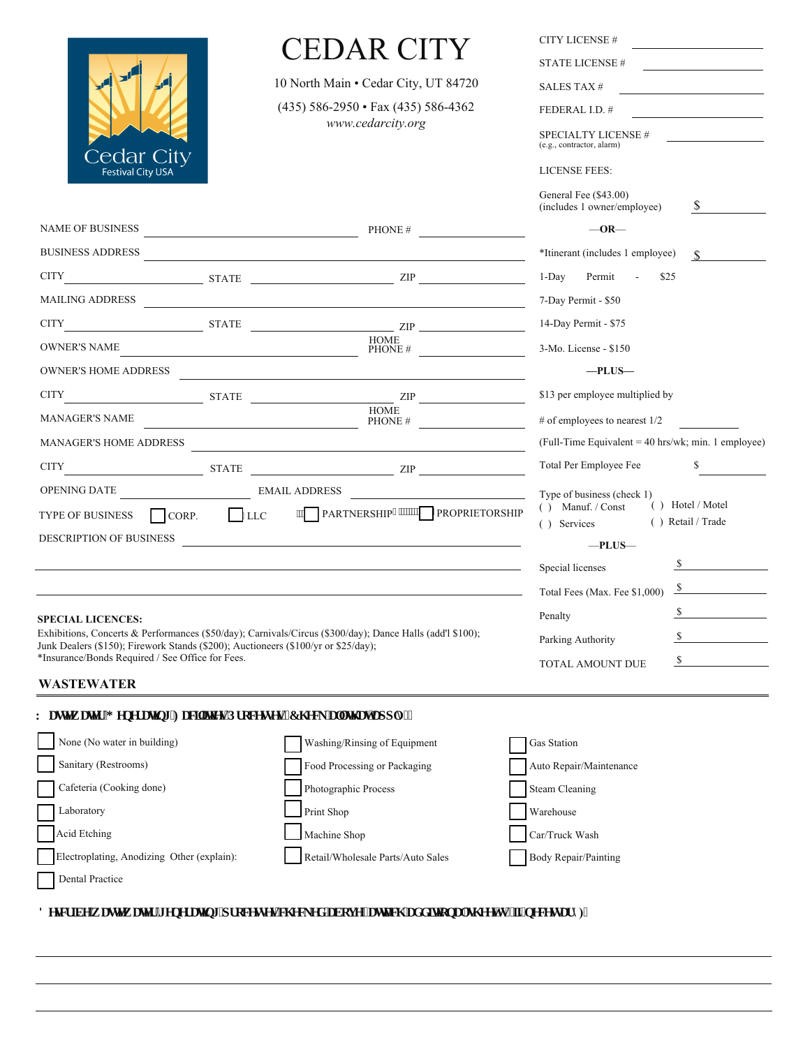# CEDAR CITY

10 North Main • Cedar City, UT 84720

(435) 586-2950 • Fax (435) 586-4362

*www.cedarcity.org*

Cedar City
Festival City USA

CITY LICENSE # \_\_\_\_\_\_\_\_\_\_\_\_\_\_\_\_

STATE LICENSE # \_\_\_\_\_\_\_\_\_\_\_\_\_\_\_\_

SALES TAX # \_\_\_\_\_\_\_\_\_\_\_\_\_\_\_\_

FEDERAL I.D. # \_\_\_\_\_\_\_\_\_\_\_\_\_\_\_\_

SPECIALTY LICENSE # \_\_\_\_\_\_\_\_\_\_\_\_\_\_\_\_
(e.g., contractor, alarm)

NAME OF BUSINESS \_\_\_\_\_\_\_\_\_\_\_\_\_\_\_\_ PHONE # \_\_\_\_\_\_\_\_\_\_\_\_

BUSINESS ADDRESS \_\_\_\_\_\_\_\_\_\_\_\_\_\_\_\_\_\_\_\_\_\_\_\_

CITY \_\_\_\_\_\_\_\_\_\_ STATE \_\_\_\_\_\_\_\_\_\_ ZIP \_\_\_\_\_\_\_\_\_\_

MAILING ADDRESS \_\_\_\_\_\_\_\_\_\_\_\_\_\_\_\_\_\_\_\_\_\_\_\_

CITY \_\_\_\_\_\_\_\_\_\_ STATE \_\_\_\_\_\_\_\_\_\_ ZIP \_\_\_\_\_\_\_\_\_\_

OWNER'S NAME \_\_\_\_\_\_\_\_\_\_\_\_\_\_\_\_ HOME PHONE # \_\_\_\_\_\_\_\_\_\_\_\_

OWNER'S HOME ADDRESS \_\_\_\_\_\_\_\_\_\_\_\_\_\_\_\_\_\_\_\_\_\_\_\_

CITY \_\_\_\_\_\_\_\_\_\_ STATE \_\_\_\_\_\_\_\_\_\_ ZIP \_\_\_\_\_\_\_\_\_\_

MANAGER'S NAME \_\_\_\_\_\_\_\_\_\_\_\_\_\_\_\_ HOME PHONE # \_\_\_\_\_\_\_\_\_\_\_\_

MANAGER'S HOME ADDRESS \_\_\_\_\_\_\_\_\_\_\_\_\_\_\_\_\_\_\_\_\_\_\_\_

CITY \_\_\_\_\_\_\_\_\_\_ STATE \_\_\_\_\_\_\_\_\_\_ ZIP \_\_\_\_\_\_\_\_\_\_

OPENING DATE \_\_\_\_\_\_\_\_\_\_\_\_ EMAIL ADDRESS \_\_\_\_\_\_\_\_\_\_\_\_\_\_\_\_

TYPE OF BUSINESS ☐ CORP. ☐ LLC ☐ PARTNERSHIP ☐ PROPRIETORSHIP

DESCRIPTION OF BUSINESS \_\_\_\_\_\_\_\_\_\_\_\_\_\_\_\_\_\_\_\_\_\_\_\_

\_\_\_\_\_\_\_\_\_\_\_\_\_\_\_\_\_\_\_\_\_\_\_\_\_\_\_\_\_\_\_\_\_\_\_\_\_\_\_\_\_\_\_\_

\_\_\_\_\_\_\_\_\_\_\_\_\_\_\_\_\_\_\_\_\_\_\_\_\_\_\_\_\_\_\_\_\_\_\_\_\_\_\_\_\_\_\_\_

LICENSE FEES:

General Fee ($43.00) (includes 1 owner/employee) $ \_\_\_\_\_\_\_\_

—OR—

*Itinerant (includes 1 employee) $ \_\_\_\_\_\_\_\_

1-Day Permit - $25

7-Day Permit - $50

14-Day Permit - $75

3-Mo. License - $150

—PLUS—

$13 per employee multiplied by

\# of employees to nearest 1/2 \_\_\_\_\_\_\_\_

(Full-Time Equivalent = 40 hrs/wk; min. 1 employee)

Total Per Employee Fee $ \_\_\_\_\_\_\_\_

Type of business (check 1)
( ) Manuf. / Const ( ) Hotel / Motel
( ) Services ( ) Retail / Trade

—PLUS—

Special licenses $ \_\_\_\_\_\_\_\_

Total Fees (Max. Fee $1,000) $ \_\_\_\_\_\_\_\_

Penalty $ \_\_\_\_\_\_\_\_

Parking Authority $ \_\_\_\_\_\_\_\_

TOTAL AMOUNT DUE $ \_\_\_\_\_\_\_\_

**SPECIAL LICENCES:**
Exhibitions, Concerts & Performances ($50/day); Carnivals/Circus ($300/day); Dance Halls (add'l $100); Junk Dealers ($150); Firework Stands ($200); Auctioneers ($100/yr or $25/day);
*Insurance/Bonds Required / See Office for Fees.

## WASTEWATER

**Wastewater Generating Facilities/Processes (Check all that apply):**

| | | |
|---|---|---|
| ☐ None (No water in building) | ☐ Washing/Rinsing of Equipment | ☐ Gas Station |
| ☐ Sanitary (Restrooms) | ☐ Food Processing or Packaging | ☐ Auto Repair/Maintenance |
| ☐ Cafeteria (Cooking done) | ☐ Photographic Process | ☐ Steam Cleaning |
| ☐ Laboratory | ☐ Print Shop | ☐ Warehouse |
| ☐ Acid Etching | ☐ Machine Shop | ☐ Car/Truck Wash |
| ☐ Electroplating, Anodizing Other (explain): | ☐ Retail/Wholesale Parts/Auto Sales | ☐ Body Repair/Painting |
| ☐ Dental Practice | | |

**Describe wastewater generating processes checked above (attach additional sheets if necessary):**

\_\_\_\_\_\_\_\_\_\_\_\_\_\_\_\_\_\_\_\_\_\_\_\_\_\_\_\_\_\_\_\_\_\_\_\_\_\_\_\_\_\_\_\_

\_\_\_\_\_\_\_\_\_\_\_\_\_\_\_\_\_\_\_\_\_\_\_\_\_\_\_\_\_\_\_\_\_\_\_\_\_\_\_\_\_\_\_\_

\_\_\_\_\_\_\_\_\_\_\_\_\_\_\_\_\_\_\_\_\_\_\_\_\_\_\_\_\_\_\_\_\_\_\_\_\_\_\_\_\_\_\_\_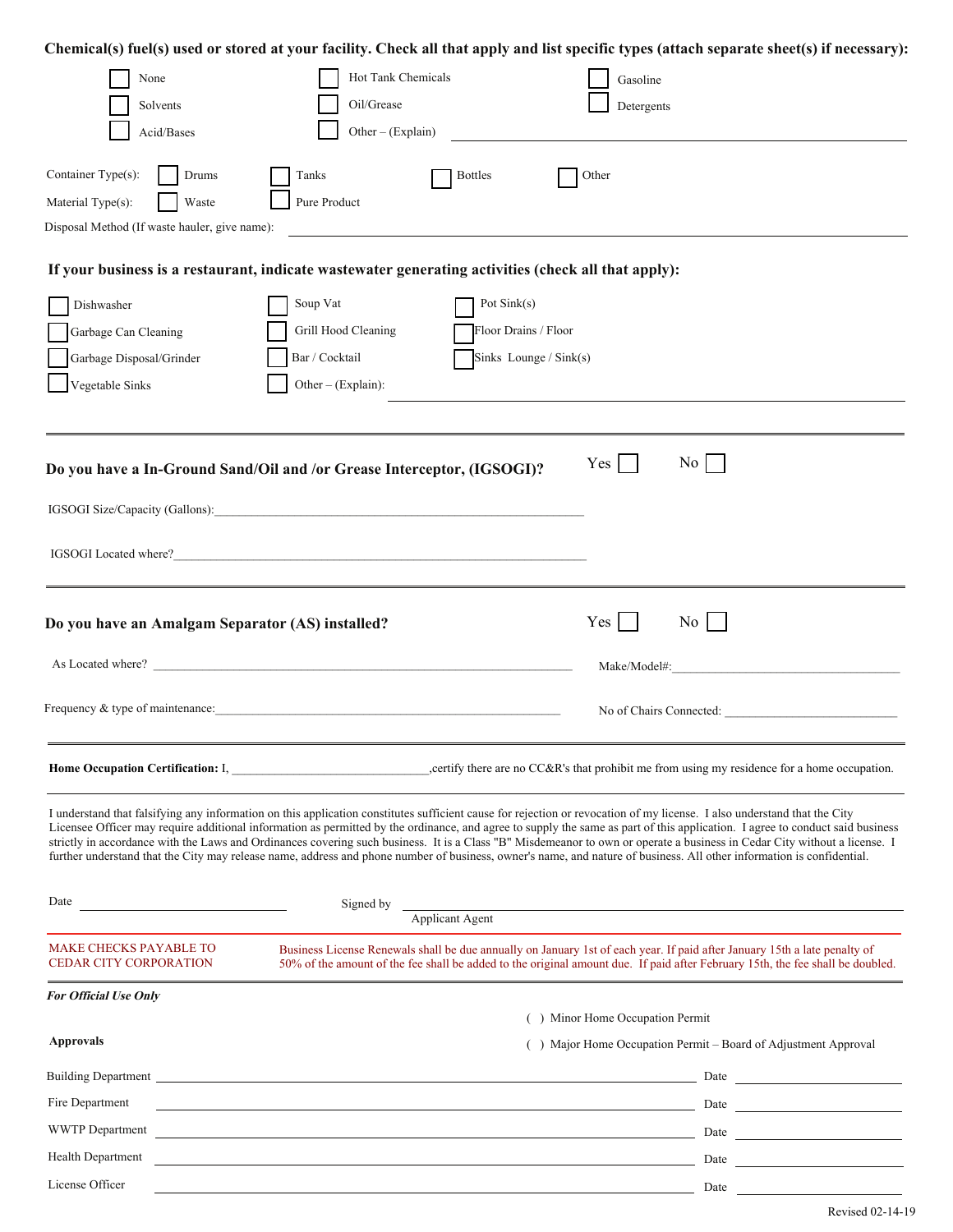**Chemical(s) fuel(s) used or stored at your facility. Check all that apply and list specific types (attach separate sheet(s) if necessary):**

☐ None ☐ Hot Tank Chemicals ☐ Gasoline

☐ Solvents ☐ Oil/Grease ☐ Detergents

☐ Acid/Bases ☐ Other – (Explain) \_\_\_\_\_\_\_\_\_\_\_\_\_\_\_\_\_\_\_\_\_\_\_\_\_\_\_\_\_\_\_\_

Container Type(s): ☐ Drums ☐ Tanks ☐ Bottles ☐ Other

Material Type(s): ☐ Waste ☐ Pure Product

Disposal Method (If waste hauler, give name): \_\_\_\_\_\_\_\_\_\_\_\_\_\_\_\_\_\_\_\_\_\_\_\_\_\_\_\_\_\_\_\_

**If your business is a restaurant, indicate wastewater generating activities (check all that apply):**

☐ Dishwasher ☐ Soup Vat ☐ Pot Sink(s)

☐ Garbage Can Cleaning ☐ Grill Hood Cleaning ☐ Floor Drains / Floor

☐ Garbage Disposal/Grinder ☐ Bar / Cocktail ☐ Sinks Lounge / Sink(s)

☐ Vegetable Sinks ☐ Other – (Explain): \_\_\_\_\_\_\_\_\_\_\_\_\_\_\_\_\_\_\_\_\_\_\_\_\_\_\_\_\_\_\_\_

---

**Do you have a In-Ground Sand/Oil and /or Grease Interceptor, (IGSOGI)?** Yes ☐ No ☐

IGSOGI Size/Capacity (Gallons):\_\_\_\_\_\_\_\_\_\_\_\_\_\_\_\_\_\_\_\_\_\_\_\_\_\_\_\_\_\_\_\_

IGSOGI Located where?\_\_\_\_\_\_\_\_\_\_\_\_\_\_\_\_\_\_\_\_\_\_\_\_\_\_\_\_\_\_\_\_

---

**Do you have an Amalgam Separator (AS) installed?** Yes ☐ No ☐

As Located where? \_\_\_\_\_\_\_\_\_\_\_\_\_\_\_\_\_\_\_\_\_\_\_\_\_\_\_\_\_\_\_\_ Make/Model#:\_\_\_\_\_\_\_\_\_\_\_\_\_\_\_\_\_\_\_\_\_\_\_\_

Frequency & type of maintenance:\_\_\_\_\_\_\_\_\_\_\_\_\_\_\_\_\_\_\_\_\_\_\_\_\_\_\_\_\_\_\_\_ No of Chairs Connected: \_\_\_\_\_\_\_\_\_\_\_\_\_\_\_\_\_\_\_\_

---

**Home Occupation Certification:** I, \_\_\_\_\_\_\_\_\_\_\_\_\_\_\_\_\_\_\_\_\_\_\_\_,certify there are no CC&R's that prohibit me from using my residence for a home occupation.

---

I understand that falsifying any information on this application constitutes sufficient cause for rejection or revocation of my license. I also understand that the City Licensee Officer may require additional information as permitted by the ordinance, and agree to supply the same as part of this application. I agree to conduct said business strictly in accordance with the Laws and Ordinances covering such business. It is a Class "B" Misdemeanor to own or operate a business in Cedar City without a license. I further understand that the City may release name, address and phone number of business, owner's name, and nature of business. All other information is confidential.

Date \_\_\_\_\_\_\_\_\_\_\_\_\_\_\_\_\_\_\_\_ Signed by \_\_\_\_\_\_\_\_\_\_\_\_\_\_\_\_\_\_\_\_\_\_\_\_\_\_\_\_\_\_\_\_

Applicant Agent

---

MAKE CHECKS PAYABLE TO CEDAR CITY CORPORATION

Business License Renewals shall be due annually on January 1st of each year. If paid after January 15th a late penalty of 50% of the amount of the fee shall be added to the original amount due. If paid after February 15th, the fee shall be doubled.

---

***For Official Use Only***

( ) Minor Home Occupation Permit

**Approvals**

( ) Major Home Occupation Permit – Board of Adjustment Approval

Building Department \_\_\_\_\_\_\_\_\_\_\_\_\_\_\_\_\_\_\_\_\_\_\_\_\_\_\_\_\_\_\_\_ Date \_\_\_\_\_\_\_\_\_\_\_\_\_\_\_\_

Fire Department \_\_\_\_\_\_\_\_\_\_\_\_\_\_\_\_\_\_\_\_\_\_\_\_\_\_\_\_\_\_\_\_ Date \_\_\_\_\_\_\_\_\_\_\_\_\_\_\_\_

WWTP Department \_\_\_\_\_\_\_\_\_\_\_\_\_\_\_\_\_\_\_\_\_\_\_\_\_\_\_\_\_\_\_\_ Date \_\_\_\_\_\_\_\_\_\_\_\_\_\_\_\_

Health Department \_\_\_\_\_\_\_\_\_\_\_\_\_\_\_\_\_\_\_\_\_\_\_\_\_\_\_\_\_\_\_\_ Date \_\_\_\_\_\_\_\_\_\_\_\_\_\_\_\_

License Officer \_\_\_\_\_\_\_\_\_\_\_\_\_\_\_\_\_\_\_\_\_\_\_\_\_\_\_\_\_\_\_\_ Date \_\_\_\_\_\_\_\_\_\_\_\_\_\_\_\_

Revised 02-14-19